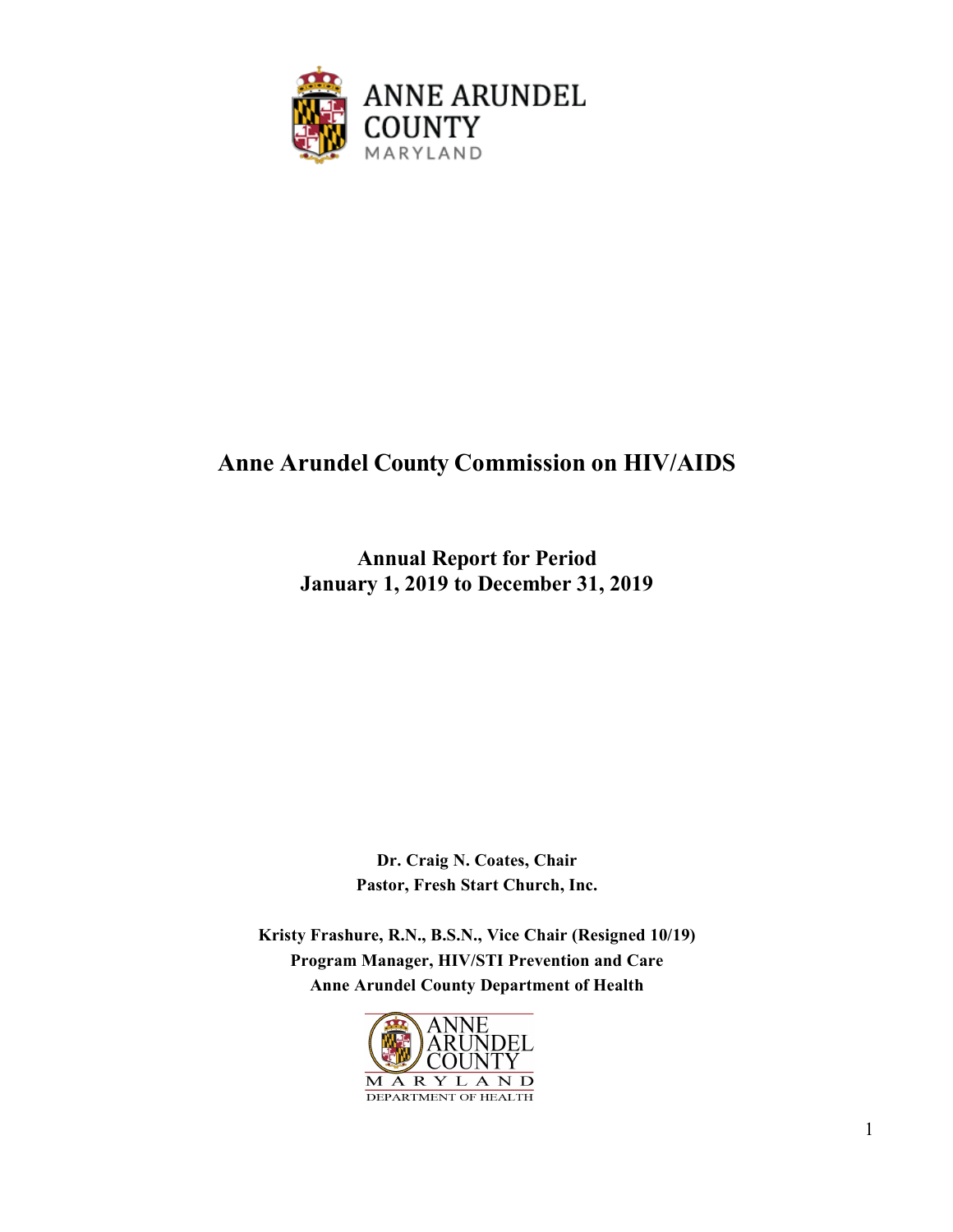ANNE ARUNDEL COUNTY
MARYLAND

# Anne Arundel County Commission on HIV/AIDS

## Annual Report for Period
## January 1, 2019 to December 31, 2019

**Dr. Craig N. Coates, Chair**
**Pastor, Fresh Start Church, Inc.**

**Kristy Frashure, R.N., B.S.N., Vice Chair (Resigned 10/19)**
**Program Manager, HIV/STI Prevention and Care**
**Anne Arundel County Department of Health**

ANNE ARUNDEL COUNTY
MARYLAND
DEPARTMENT OF HEALTH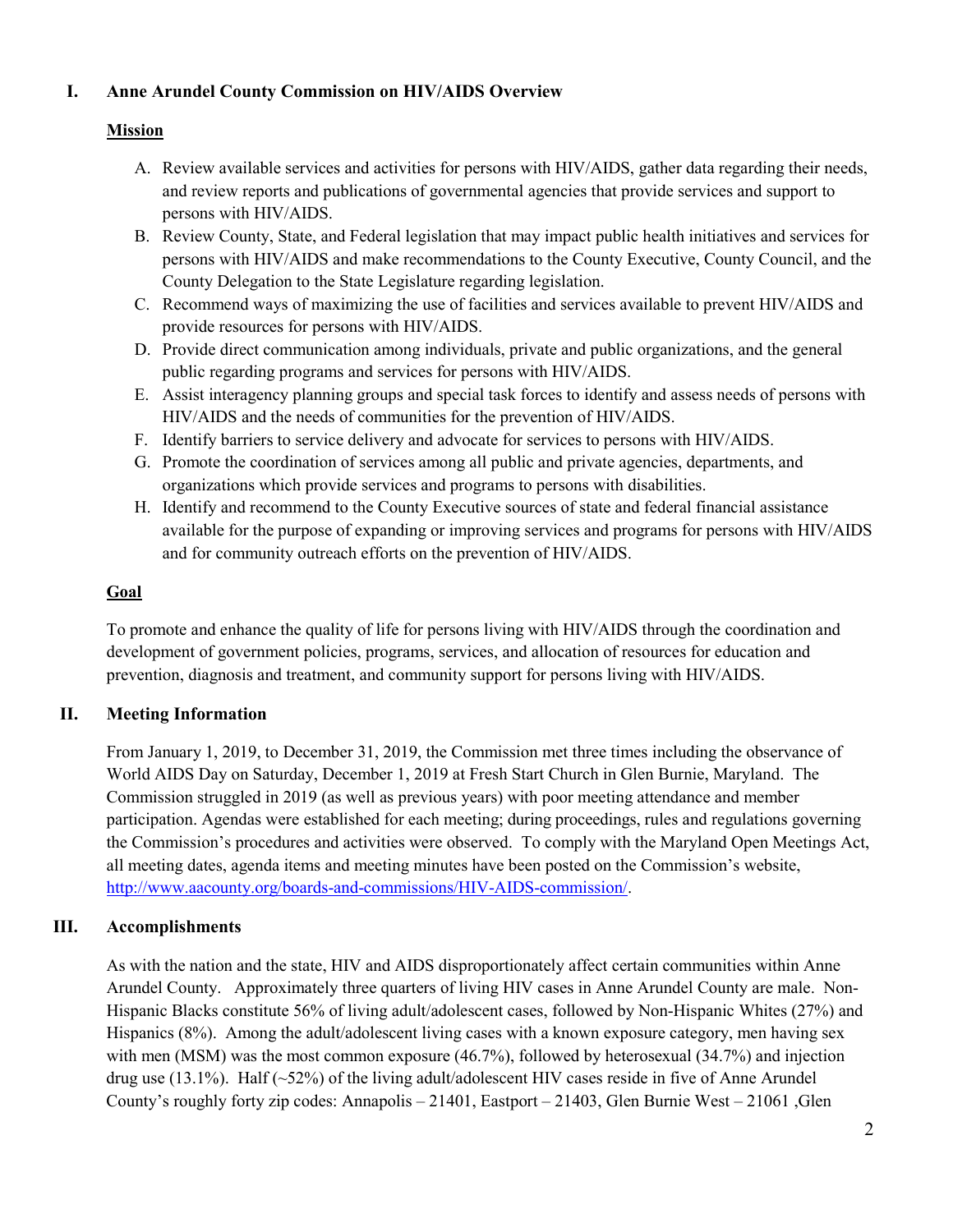## I. Anne Arundel County Commission on HIV/AIDS Overview

### Mission

A. Review available services and activities for persons with HIV/AIDS, gather data regarding their needs, and review reports and publications of governmental agencies that provide services and support to persons with HIV/AIDS.
B. Review County, State, and Federal legislation that may impact public health initiatives and services for persons with HIV/AIDS and make recommendations to the County Executive, County Council, and the County Delegation to the State Legislature regarding legislation.
C. Recommend ways of maximizing the use of facilities and services available to prevent HIV/AIDS and provide resources for persons with HIV/AIDS.
D. Provide direct communication among individuals, private and public organizations, and the general public regarding programs and services for persons with HIV/AIDS.
E. Assist interagency planning groups and special task forces to identify and assess needs of persons with HIV/AIDS and the needs of communities for the prevention of HIV/AIDS.
F. Identify barriers to service delivery and advocate for services to persons with HIV/AIDS.
G. Promote the coordination of services among all public and private agencies, departments, and organizations which provide services and programs to persons with disabilities.
H. Identify and recommend to the County Executive sources of state and federal financial assistance available for the purpose of expanding or improving services and programs for persons with HIV/AIDS and for community outreach efforts on the prevention of HIV/AIDS.

### Goal

To promote and enhance the quality of life for persons living with HIV/AIDS through the coordination and development of government policies, programs, services, and allocation of resources for education and prevention, diagnosis and treatment, and community support for persons living with HIV/AIDS.

## II. Meeting Information

From January 1, 2019, to December 31, 2019, the Commission met three times including the observance of World AIDS Day on Saturday, December 1, 2019 at Fresh Start Church in Glen Burnie, Maryland. The Commission struggled in 2019 (as well as previous years) with poor meeting attendance and member participation. Agendas were established for each meeting; during proceedings, rules and regulations governing the Commission's procedures and activities were observed. To comply with the Maryland Open Meetings Act, all meeting dates, agenda items and meeting minutes have been posted on the Commission's website, http://www.aacounty.org/boards-and-commissions/HIV-AIDS-commission/.

## III. Accomplishments

As with the nation and the state, HIV and AIDS disproportionately affect certain communities within Anne Arundel County. Approximately three quarters of living HIV cases in Anne Arundel County are male. Non-Hispanic Blacks constitute 56% of living adult/adolescent cases, followed by Non-Hispanic Whites (27%) and Hispanics (8%). Among the adult/adolescent living cases with a known exposure category, men having sex with men (MSM) was the most common exposure (46.7%), followed by heterosexual (34.7%) and injection drug use (13.1%). Half (~52%) of the living adult/adolescent HIV cases reside in five of Anne Arundel County's roughly forty zip codes: Annapolis – 21401, Eastport – 21403, Glen Burnie West – 21061 ,Glen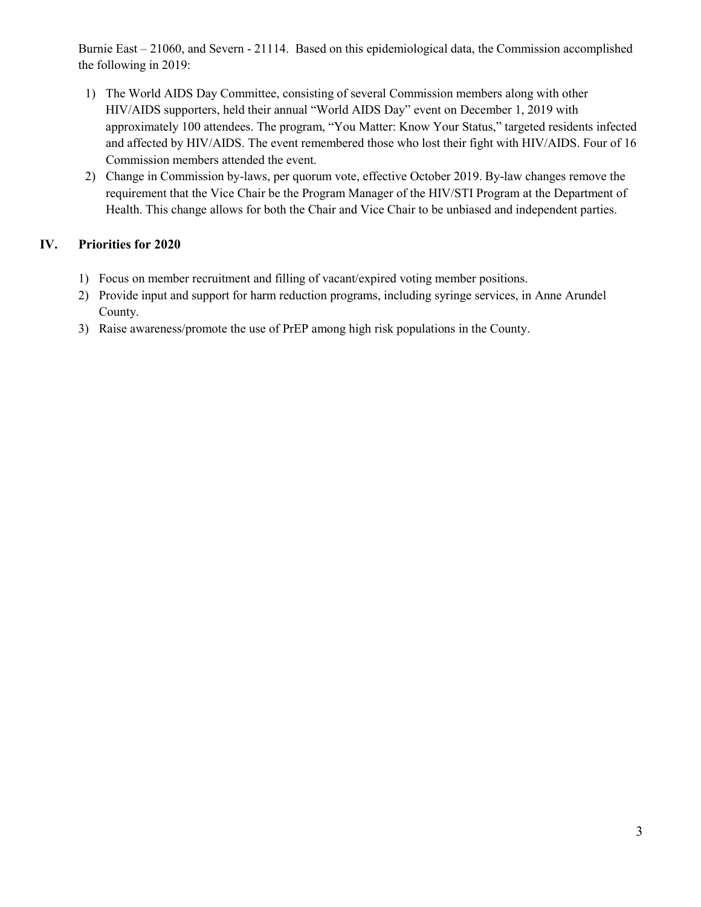Burnie East – 21060, and Severn - 21114. Based on this epidemiological data, the Commission accomplished the following in 2019:

1) The World AIDS Day Committee, consisting of several Commission members along with other HIV/AIDS supporters, held their annual "World AIDS Day" event on December 1, 2019 with approximately 100 attendees. The program, "You Matter: Know Your Status," targeted residents infected and affected by HIV/AIDS. The event remembered those who lost their fight with HIV/AIDS. Four of 16 Commission members attended the event.
2) Change in Commission by-laws, per quorum vote, effective October 2019. By-law changes remove the requirement that the Vice Chair be the Program Manager of the HIV/STI Program at the Department of Health. This change allows for both the Chair and Vice Chair to be unbiased and independent parties.

## IV. Priorities for 2020

1) Focus on member recruitment and filling of vacant/expired voting member positions.
2) Provide input and support for harm reduction programs, including syringe services, in Anne Arundel County.
3) Raise awareness/promote the use of PrEP among high risk populations in the County.